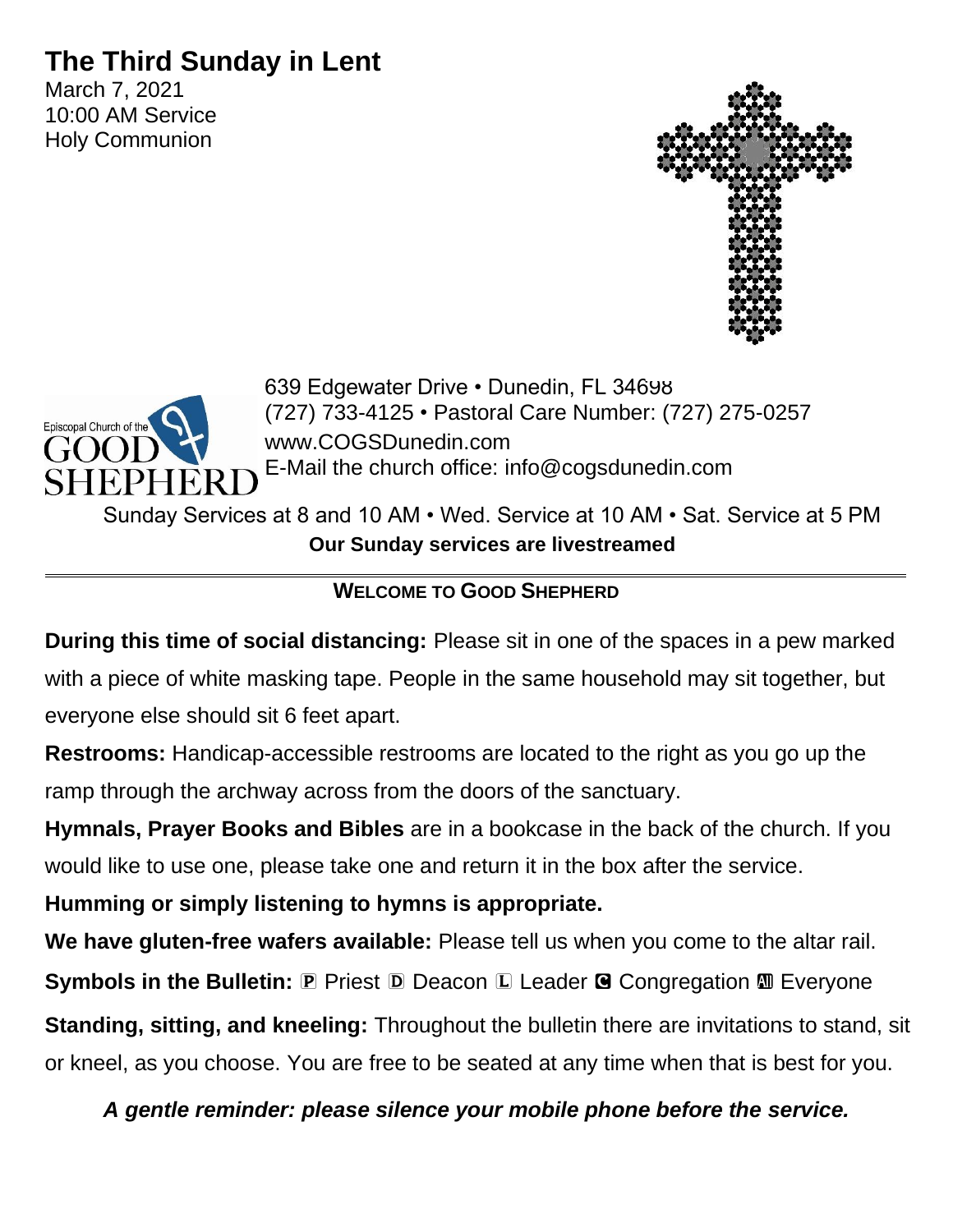# The Third Sunday in Lent

March 7, 2021
10:00 AM Service
Holy Communion

Episcopal Church of the GOOD SHEPHERD

639 Edgewater Drive • Dunedin, FL 34698
(727) 733-4125 • Pastoral Care Number: (727) 275-0257
www.COGSDunedin.com
E-Mail the church office: info@cogsdunedin.com

Sunday Services at 8 and 10 AM • Wed. Service at 10 AM • Sat. Service at 5 PM

**Our Sunday services are livestreamed**

---

## WELCOME TO GOOD SHEPHERD

**During this time of social distancing:** Please sit in one of the spaces in a pew marked with a piece of white masking tape. People in the same household may sit together, but everyone else should sit 6 feet apart.

**Restrooms:** Handicap-accessible restrooms are located to the right as you go up the ramp through the archway across from the doors of the sanctuary.

**Hymnals, Prayer Books and Bibles** are in a bookcase in the back of the church. If you would like to use one, please take one and return it in the box after the service.

**Humming or simply listening to hymns is appropriate.**

**We have gluten-free wafers available:** Please tell us when you come to the altar rail.

**Symbols in the Bulletin:** Ⓟ Priest Ⓓ Deacon Ⓛ Leader Ⓒ Congregation Ⓐ Everyone

**Standing, sitting, and kneeling:** Throughout the bulletin there are invitations to stand, sit or kneel, as you choose. You are free to be seated at any time when that is best for you.

***A gentle reminder: please silence your mobile phone before the service.***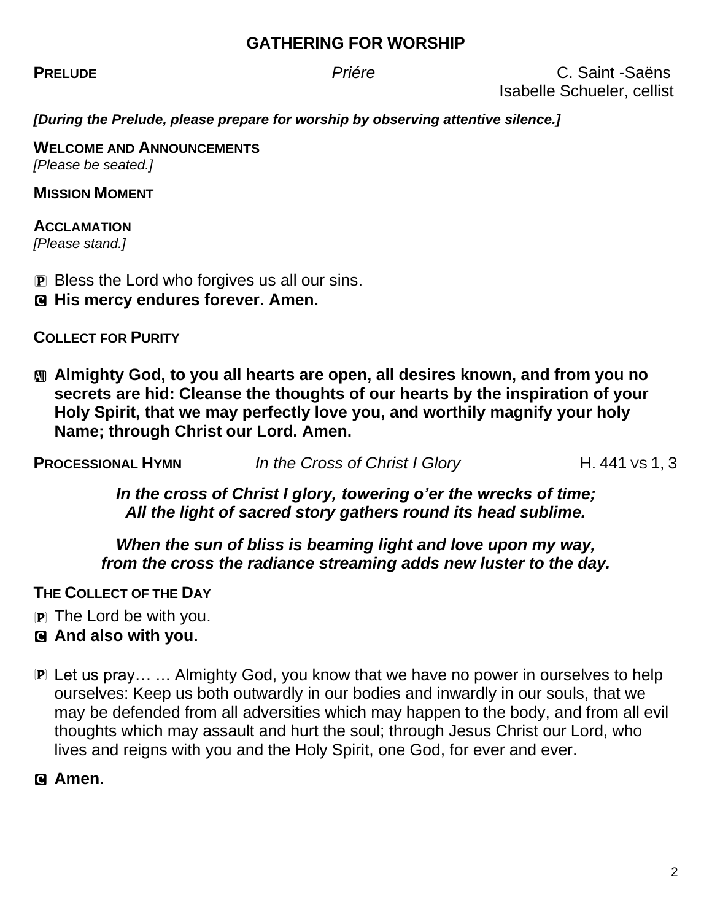## GATHERING FOR WORSHIP

**PRELUDE** *Priére* C. Saint -Saëns
Isabelle Schueler, cellist

***[During the Prelude, please prepare for worship by observing attentive silence.]***

**WELCOME AND ANNOUNCEMENTS**
*[Please be seated.]*

**MISSION MOMENT**

**ACCLAMATION**
*[Please stand.]*

P Bless the Lord who forgives us all our sins.
**C His mercy endures forever. Amen.**

**COLLECT FOR PURITY**

**All Almighty God, to you all hearts are open, all desires known, and from you no secrets are hid: Cleanse the thoughts of our hearts by the inspiration of your Holy Spirit, that we may perfectly love you, and worthily magnify your holy Name; through Christ our Lord. Amen.**

**PROCESSIONAL HYMN** *In the Cross of Christ I Glory* H. 441 VS 1, 3

***In the cross of Christ I glory, towering o'er the wrecks of time;***
***All the light of sacred story gathers round its head sublime.***

***When the sun of bliss is beaming light and love upon my way,***
***from the cross the radiance streaming adds new luster to the day.***

**THE COLLECT OF THE DAY**

P The Lord be with you.
**C And also with you.**

P Let us pray… … Almighty God, you know that we have no power in ourselves to help ourselves: Keep us both outwardly in our bodies and inwardly in our souls, that we may be defended from all adversities which may happen to the body, and from all evil thoughts which may assault and hurt the soul; through Jesus Christ our Lord, who lives and reigns with you and the Holy Spirit, one God, for ever and ever.

**C Amen.**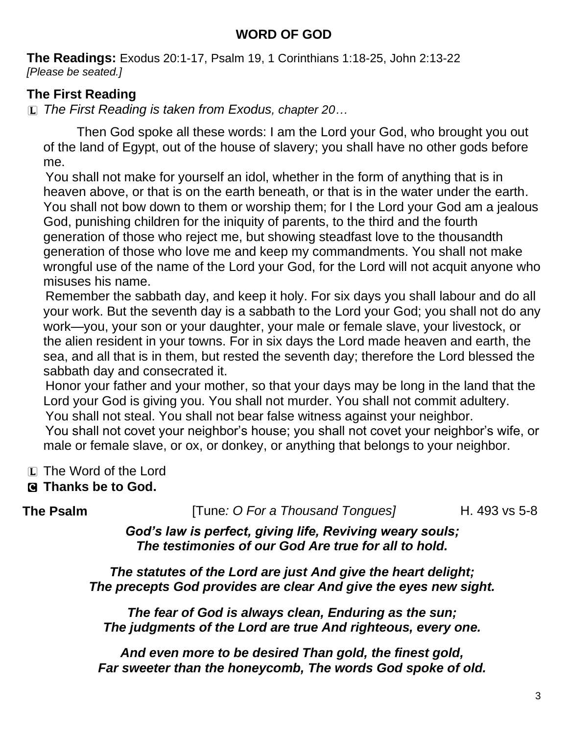## WORD OF GOD

**The Readings:** Exodus 20:1-17, Psalm 19, 1 Corinthians 1:18-25, John 2:13-22
*[Please be seated.]*

### The First Reading

L *The First Reading is taken from Exodus, chapter 20…*

Then God spoke all these words: I am the Lord your God, who brought you out of the land of Egypt, out of the house of slavery; you shall have no other gods before me.

You shall not make for yourself an idol, whether in the form of anything that is in heaven above, or that is on the earth beneath, or that is in the water under the earth. You shall not bow down to them or worship them; for I the Lord your God am a jealous God, punishing children for the iniquity of parents, to the third and the fourth generation of those who reject me, but showing steadfast love to the thousandth generation of those who love me and keep my commandments. You shall not make wrongful use of the name of the Lord your God, for the Lord will not acquit anyone who misuses his name.

Remember the sabbath day, and keep it holy. For six days you shall labour and do all your work. But the seventh day is a sabbath to the Lord your God; you shall not do any work—you, your son or your daughter, your male or female slave, your livestock, or the alien resident in your towns. For in six days the Lord made heaven and earth, the sea, and all that is in them, but rested the seventh day; therefore the Lord blessed the sabbath day and consecrated it.

Honor your father and your mother, so that your days may be long in the land that the Lord your God is giving you. You shall not murder. You shall not commit adultery.

You shall not steal. You shall not bear false witness against your neighbor.

You shall not covet your neighbor's house; you shall not covet your neighbor's wife, or male or female slave, or ox, or donkey, or anything that belongs to your neighbor.

L The Word of the Lord
**C Thanks be to God.**

**The Psalm** [Tune*: O For a Thousand Tongues]* H. 493 vs 5-8

***God's law is perfect, giving life, Reviving weary souls;***
***The testimonies of our God Are true for all to hold.***

***The statutes of the Lord are just And give the heart delight;***
***The precepts God provides are clear And give the eyes new sight.***

***The fear of God is always clean, Enduring as the sun;***
***The judgments of the Lord are true And righteous, every one.***

***And even more to be desired Than gold, the finest gold,***
***Far sweeter than the honeycomb, The words God spoke of old.***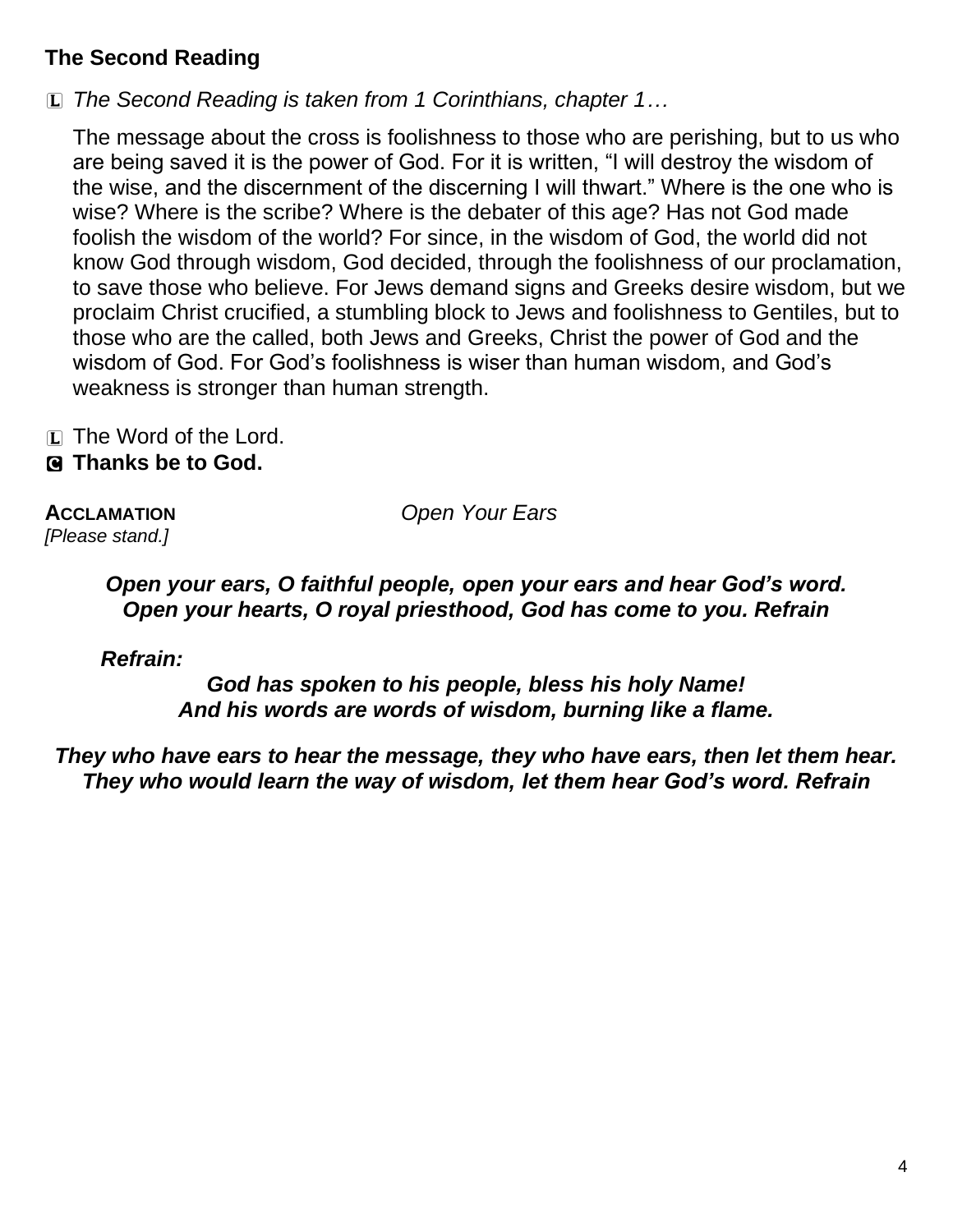## The Second Reading

L *The Second Reading is taken from 1 Corinthians, chapter 1…*

The message about the cross is foolishness to those who are perishing, but to us who are being saved it is the power of God. For it is written, "I will destroy the wisdom of the wise, and the discernment of the discerning I will thwart." Where is the one who is wise? Where is the scribe? Where is the debater of this age? Has not God made foolish the wisdom of the world? For since, in the wisdom of God, the world did not know God through wisdom, God decided, through the foolishness of our proclamation, to save those who believe. For Jews demand signs and Greeks desire wisdom, but we proclaim Christ crucified, a stumbling block to Jews and foolishness to Gentiles, but to those who are the called, both Jews and Greeks, Christ the power of God and the wisdom of God. For God's foolishness is wiser than human wisdom, and God's weakness is stronger than human strength.

L The Word of the Lord.
**C Thanks be to God.**

**ACCLAMATION** *Open Your Ears*
*[Please stand.]*

***Open your ears, O faithful people, open your ears and hear God's word.***
***Open your hearts, O royal priesthood, God has come to you. Refrain***

***Refrain:***
***God has spoken to his people, bless his holy Name!***
***And his words are words of wisdom, burning like a flame.***

***They who have ears to hear the message, they who have ears, then let them hear.***
***They who would learn the way of wisdom, let them hear God's word. Refrain***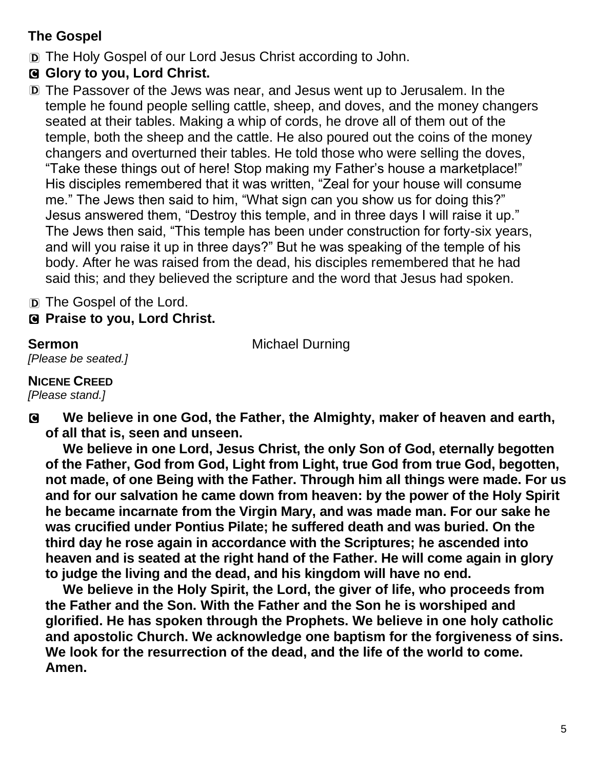## The Gospel

D The Holy Gospel of our Lord Jesus Christ according to John.

**C Glory to you, Lord Christ.**

D The Passover of the Jews was near, and Jesus went up to Jerusalem. In the temple he found people selling cattle, sheep, and doves, and the money changers seated at their tables. Making a whip of cords, he drove all of them out of the temple, both the sheep and the cattle. He also poured out the coins of the money changers and overturned their tables. He told those who were selling the doves, "Take these things out of here! Stop making my Father's house a marketplace!" His disciples remembered that it was written, "Zeal for your house will consume me." The Jews then said to him, "What sign can you show us for doing this?" Jesus answered them, "Destroy this temple, and in three days I will raise it up." The Jews then said, "This temple has been under construction for forty-six years, and will you raise it up in three days?" But he was speaking of the temple of his body. After he was raised from the dead, his disciples remembered that he had said this; and they believed the scripture and the word that Jesus had spoken.

D The Gospel of the Lord.

**C Praise to you, Lord Christ.**

**Sermon** Michael Durning

*[Please be seated.]*

**NICENE CREED**

*[Please stand.]*

**C We believe in one God, the Father, the Almighty, maker of heaven and earth, of all that is, seen and unseen.**

**We believe in one Lord, Jesus Christ, the only Son of God, eternally begotten of the Father, God from God, Light from Light, true God from true God, begotten, not made, of one Being with the Father. Through him all things were made. For us and for our salvation he came down from heaven: by the power of the Holy Spirit he became incarnate from the Virgin Mary, and was made man. For our sake he was crucified under Pontius Pilate; he suffered death and was buried. On the third day he rose again in accordance with the Scriptures; he ascended into heaven and is seated at the right hand of the Father. He will come again in glory to judge the living and the dead, and his kingdom will have no end.**

**We believe in the Holy Spirit, the Lord, the giver of life, who proceeds from the Father and the Son. With the Father and the Son he is worshiped and glorified. He has spoken through the Prophets. We believe in one holy catholic and apostolic Church. We acknowledge one baptism for the forgiveness of sins. We look for the resurrection of the dead, and the life of the world to come. Amen.**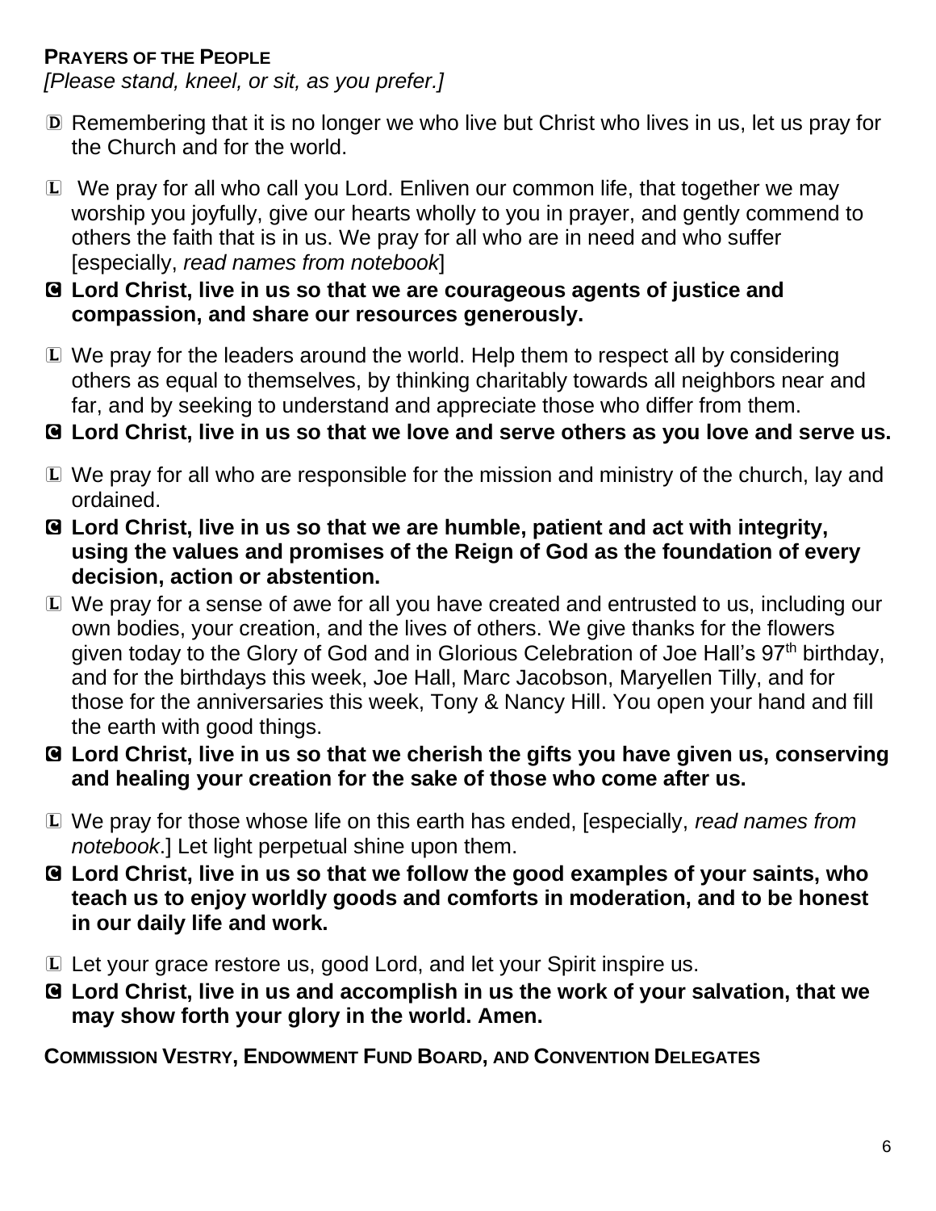**PRAYERS OF THE PEOPLE**

*[Please stand, kneel, or sit, as you prefer.]*

D Remembering that it is no longer we who live but Christ who lives in us, let us pray for the Church and for the world.

L We pray for all who call you Lord. Enliven our common life, that together we may worship you joyfully, give our hearts wholly to you in prayer, and gently commend to others the faith that is in us. We pray for all who are in need and who suffer [especially, *read names from notebook*]

**C Lord Christ, live in us so that we are courageous agents of justice and compassion, and share our resources generously.**

L We pray for the leaders around the world. Help them to respect all by considering others as equal to themselves, by thinking charitably towards all neighbors near and far, and by seeking to understand and appreciate those who differ from them.

**C Lord Christ, live in us so that we love and serve others as you love and serve us.**

L We pray for all who are responsible for the mission and ministry of the church, lay and ordained.

**C Lord Christ, live in us so that we are humble, patient and act with integrity, using the values and promises of the Reign of God as the foundation of every decision, action or abstention.**

L We pray for a sense of awe for all you have created and entrusted to us, including our own bodies, your creation, and the lives of others. We give thanks for the flowers given today to the Glory of God and in Glorious Celebration of Joe Hall's 97th birthday, and for the birthdays this week, Joe Hall, Marc Jacobson, Maryellen Tilly, and for those for the anniversaries this week, Tony & Nancy Hill. You open your hand and fill the earth with good things.

**C Lord Christ, live in us so that we cherish the gifts you have given us, conserving and healing your creation for the sake of those who come after us.**

L We pray for those whose life on this earth has ended, [especially, *read names from notebook*.] Let light perpetual shine upon them.

**C Lord Christ, live in us so that we follow the good examples of your saints, who teach us to enjoy worldly goods and comforts in moderation, and to be honest in our daily life and work.**

L Let your grace restore us, good Lord, and let your Spirit inspire us.

**C Lord Christ, live in us and accomplish in us the work of your salvation, that we may show forth your glory in the world. Amen.**

**COMMISSION VESTRY, ENDOWMENT FUND BOARD, AND CONVENTION DELEGATES**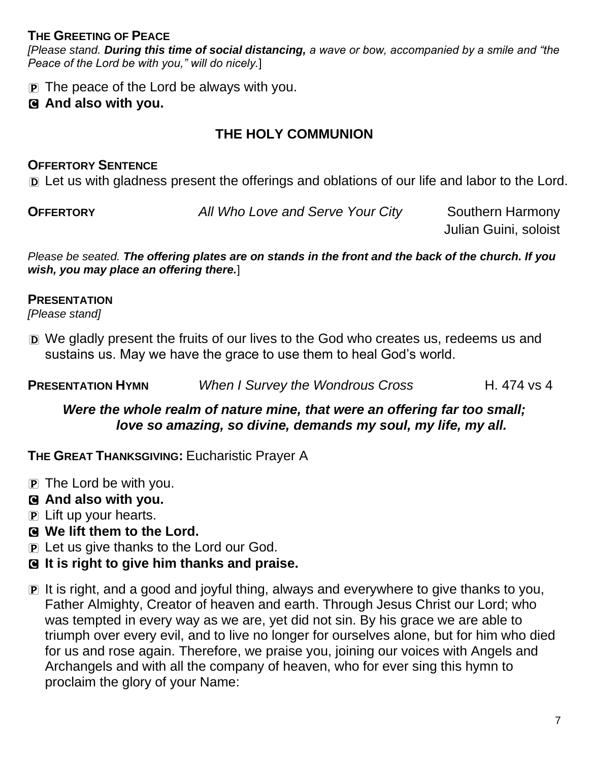**THE GREETING OF PEACE**
*[Please stand.* ***During this time of social distancing,*** *a wave or bow, accompanied by a smile and "the Peace of the Lord be with you," will do nicely.*]

P The peace of the Lord be always with you.
**C And also with you.**

## THE HOLY COMMUNION

**OFFERTORY SENTENCE**
D Let us with gladness present the offerings and oblations of our life and labor to the Lord.

**OFFERTORY** *All Who Love and Serve Your City* Southern Harmony
Julian Guini, soloist

*Please be seated.* ***The offering plates are on stands in the front and the back of the church. If you wish, you may place an offering there.***]

**PRESENTATION**
*[Please stand]*

D We gladly present the fruits of our lives to the God who creates us, redeems us and sustains us. May we have the grace to use them to heal God's world.

**PRESENTATION HYMN** *When I Survey the Wondrous Cross* H. 474 vs 4

***Were the whole realm of nature mine, that were an offering far too small;***
***love so amazing, so divine, demands my soul, my life, my all.***

**THE GREAT THANKSGIVING:** Eucharistic Prayer A

P The Lord be with you.
**C And also with you.**
P Lift up your hearts.
**C We lift them to the Lord.**
P Let us give thanks to the Lord our God.
**C It is right to give him thanks and praise.**

P It is right, and a good and joyful thing, always and everywhere to give thanks to you, Father Almighty, Creator of heaven and earth. Through Jesus Christ our Lord; who was tempted in every way as we are, yet did not sin. By his grace we are able to triumph over every evil, and to live no longer for ourselves alone, but for him who died for us and rose again. Therefore, we praise you, joining our voices with Angels and Archangels and with all the company of heaven, who for ever sing this hymn to proclaim the glory of your Name: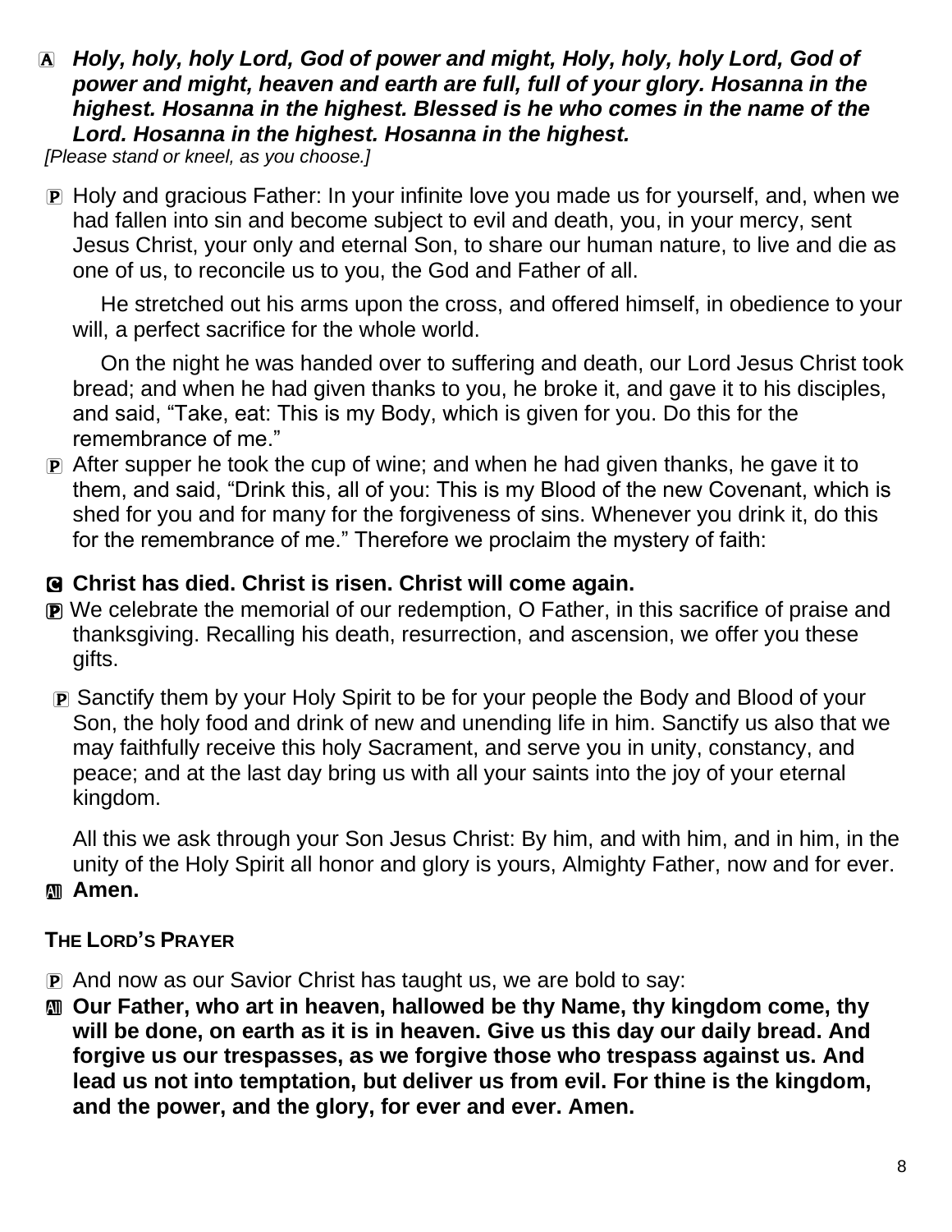A ***Holy, holy, holy Lord, God of power and might, Holy, holy, holy Lord, God of power and might, heaven and earth are full, full of your glory. Hosanna in the highest. Hosanna in the highest. Blessed is he who comes in the name of the Lord. Hosanna in the highest. Hosanna in the highest.***

*[Please stand or kneel, as you choose.]*

P Holy and gracious Father: In your infinite love you made us for yourself, and, when we had fallen into sin and become subject to evil and death, you, in your mercy, sent Jesus Christ, your only and eternal Son, to share our human nature, to live and die as one of us, to reconcile us to you, the God and Father of all.

He stretched out his arms upon the cross, and offered himself, in obedience to your will, a perfect sacrifice for the whole world.

On the night he was handed over to suffering and death, our Lord Jesus Christ took bread; and when he had given thanks to you, he broke it, and gave it to his disciples, and said, "Take, eat: This is my Body, which is given for you. Do this for the remembrance of me."

P After supper he took the cup of wine; and when he had given thanks, he gave it to them, and said, "Drink this, all of you: This is my Blood of the new Covenant, which is shed for you and for many for the forgiveness of sins. Whenever you drink it, do this for the remembrance of me." Therefore we proclaim the mystery of faith:

C **Christ has died. Christ is risen. Christ will come again.**

P We celebrate the memorial of our redemption, O Father, in this sacrifice of praise and thanksgiving. Recalling his death, resurrection, and ascension, we offer you these gifts.

P Sanctify them by your Holy Spirit to be for your people the Body and Blood of your Son, the holy food and drink of new and unending life in him. Sanctify us also that we may faithfully receive this holy Sacrament, and serve you in unity, constancy, and peace; and at the last day bring us with all your saints into the joy of your eternal kingdom.

All this we ask through your Son Jesus Christ: By him, and with him, and in him, in the unity of the Holy Spirit all honor and glory is yours, Almighty Father, now and for ever.

All **Amen.**

**THE LORD'S PRAYER**

P And now as our Savior Christ has taught us, we are bold to say:

All **Our Father, who art in heaven, hallowed be thy Name, thy kingdom come, thy will be done, on earth as it is in heaven. Give us this day our daily bread. And forgive us our trespasses, as we forgive those who trespass against us. And lead us not into temptation, but deliver us from evil. For thine is the kingdom, and the power, and the glory, for ever and ever. Amen.**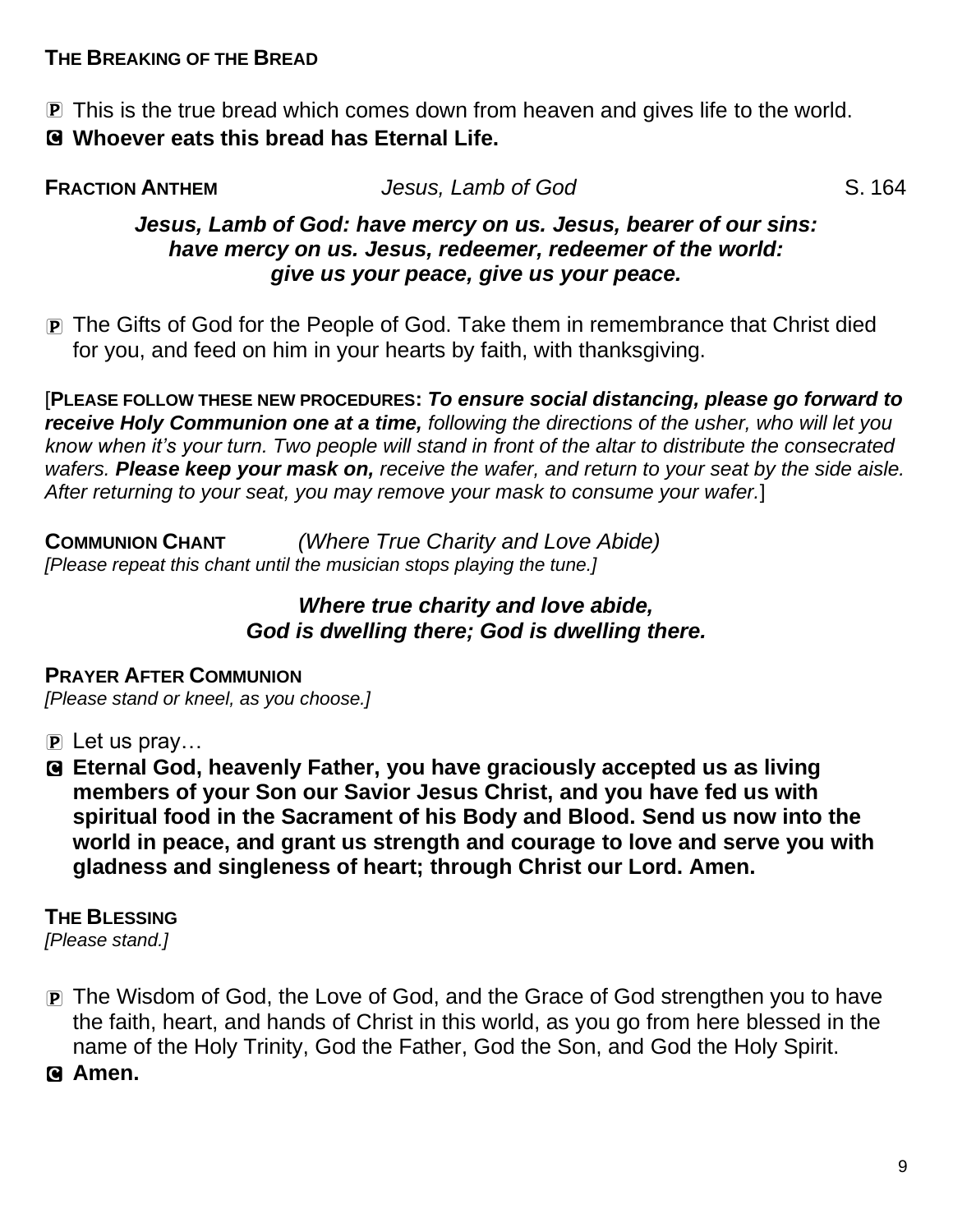**THE BREAKING OF THE BREAD**

P This is the true bread which comes down from heaven and gives life to the world.

**C Whoever eats this bread has Eternal Life.**

**FRACTION ANTHEM** *Jesus, Lamb of God* S. 164

***Jesus, Lamb of God: have mercy on us. Jesus, bearer of our sins: have mercy on us. Jesus, redeemer, redeemer of the world: give us your peace, give us your peace.***

P The Gifts of God for the People of God. Take them in remembrance that Christ died for you, and feed on him in your hearts by faith, with thanksgiving.

[**PLEASE FOLLOW THESE NEW PROCEDURES:** ***To ensure social distancing, please go forward to receive Holy Communion one at a time,*** *following the directions of the usher, who will let you know when it's your turn. Two people will stand in front of the altar to distribute the consecrated wafers.* ***Please keep your mask on,*** *receive the wafer, and return to your seat by the side aisle. After returning to your seat, you may remove your mask to consume your wafer.*]

**COMMUNION CHANT** *(Where True Charity and Love Abide)*

*[Please repeat this chant until the musician stops playing the tune.]*

***Where true charity and love abide, God is dwelling there; God is dwelling there.***

**PRAYER AFTER COMMUNION**

*[Please stand or kneel, as you choose.]*

P Let us pray…

**C Eternal God, heavenly Father, you have graciously accepted us as living members of your Son our Savior Jesus Christ, and you have fed us with spiritual food in the Sacrament of his Body and Blood. Send us now into the world in peace, and grant us strength and courage to love and serve you with gladness and singleness of heart; through Christ our Lord. Amen.**

**THE BLESSING**

*[Please stand.]*

P The Wisdom of God, the Love of God, and the Grace of God strengthen you to have the faith, heart, and hands of Christ in this world, as you go from here blessed in the name of the Holy Trinity, God the Father, God the Son, and God the Holy Spirit.

**C Amen.**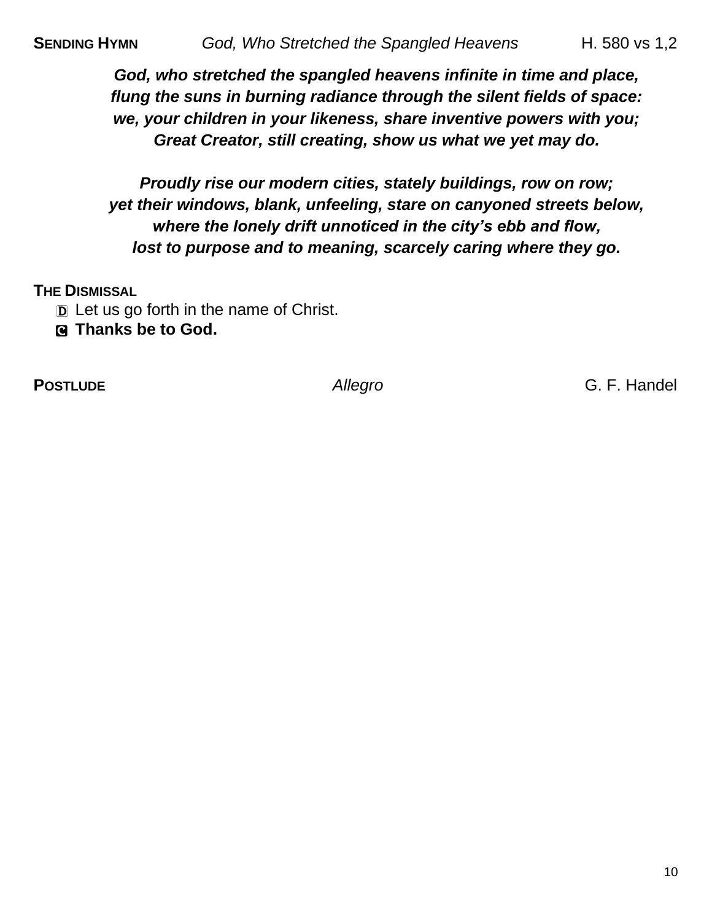**SENDING HYMN** *God, Who Stretched the Spangled Heavens* H. 580 vs 1,2

***God, who stretched the spangled heavens infinite in time and place,***
***flung the suns in burning radiance through the silent fields of space:***
***we, your children in your likeness, share inventive powers with you;***
***Great Creator, still creating, show us what we yet may do.***

***Proudly rise our modern cities, stately buildings, row on row;***
***yet their windows, blank, unfeeling, stare on canyoned streets below,***
***where the lonely drift unnoticed in the city's ebb and flow,***
***lost to purpose and to meaning, scarcely caring where they go.***

**THE DISMISSAL**

Ⓓ Let us go forth in the name of Christ.
Ⓒ **Thanks be to God.**

**POSTLUDE** *Allegro* G. F. Handel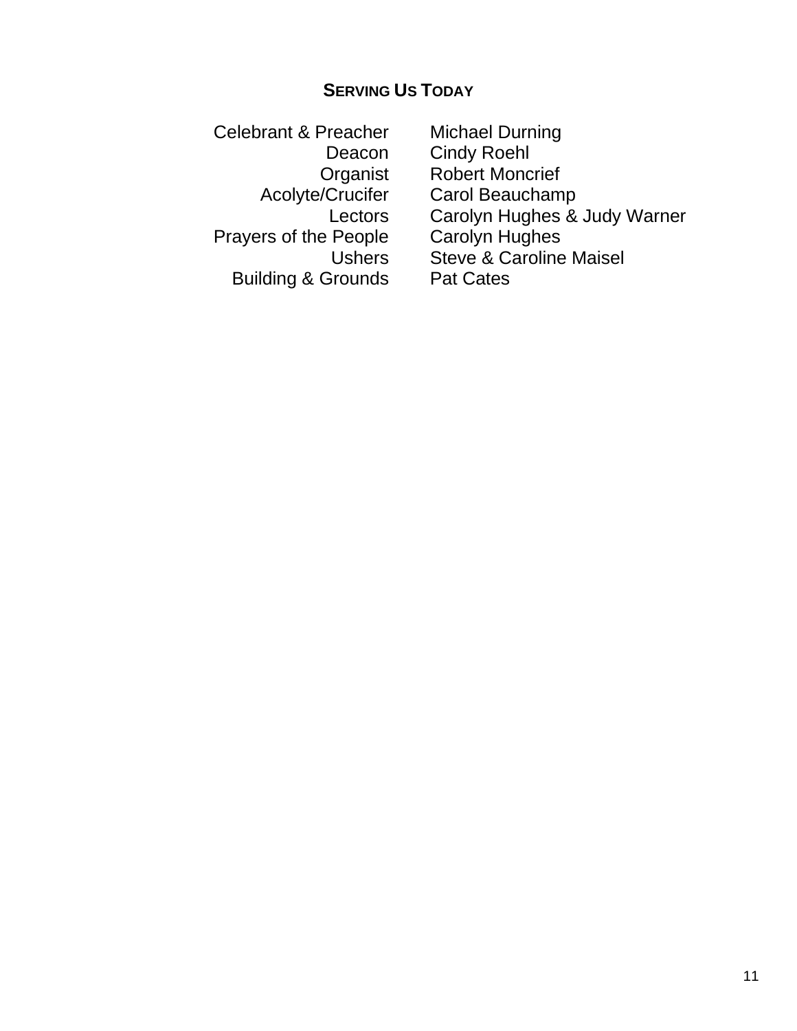## SERVING US TODAY

| | |
|---|---|
| Celebrant & Preacher | Michael Durning |
| Deacon | Cindy Roehl |
| Organist | Robert Moncrief |
| Acolyte/Crucifer | Carol Beauchamp |
| Lectors | Carolyn Hughes & Judy Warner |
| Prayers of the People | Carolyn Hughes |
| Ushers | Steve & Caroline Maisel |
| Building & Grounds | Pat Cates |